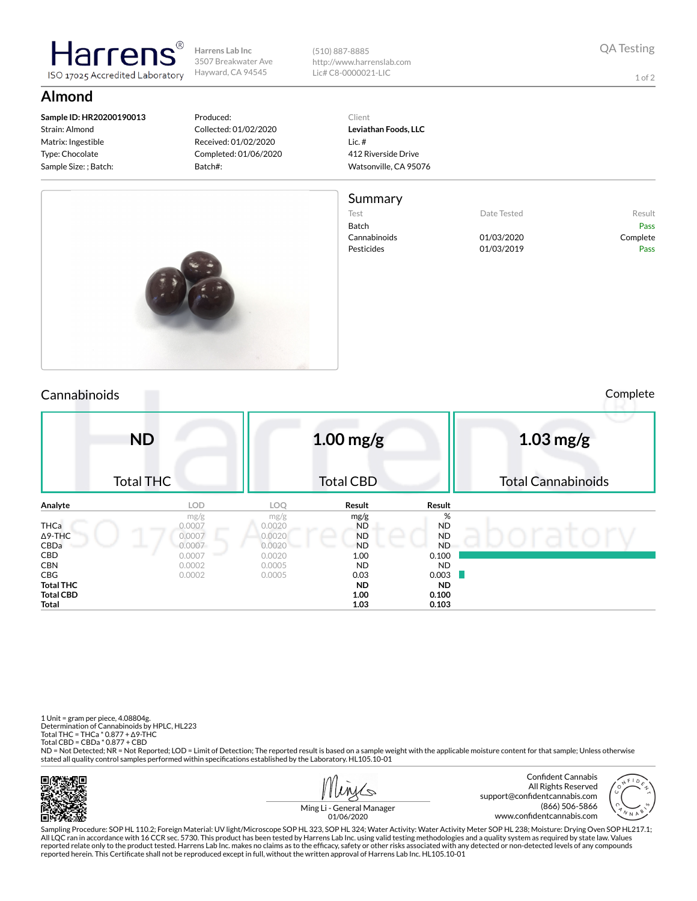# Harrens

ISO 17025 Accredited Laboratory

**Harrens Lab Inc**
3507 Breakwater Ave
Hayward, CA 94545

(510) 887-8885
http://www.harrenslab.com
Lic# C8-0000021-LIC

QA Testing

## Almond

**Sample ID: HR20200190013**
Strain: Almond
Matrix: Ingestible
Type: Chocolate
Sample Size: ; Batch:

Produced:
Collected: 01/02/2020
Received: 01/02/2020
Completed: 01/06/2020
Batch#:

Client
**Leviathan Foods, LLC**
Lic. #
412 Riverside Drive
Watsonville, CA 95076

## Summary

| Test | Date Tested | Result |
|---|---|---|
| Batch | | Pass |
| Cannabinoids | 01/03/2020 | Complete |
| Pesticides | 01/03/2019 | Pass |

## Cannabinoids

Complete

| ND | 1.00 mg/g | 1.03 mg/g |
|---|---|---|
| Total THC | Total CBD | Total Cannabinoids |

| Analyte | LOD | LOQ | Result | Result |
|---|---|---|---|---|
| | mg/g | mg/g | mg/g | % |
| THCa | 0.0007 | 0.0020 | ND | ND |
| Δ9-THC | 0.0007 | 0.0020 | ND | ND |
| CBDa | 0.0007 | 0.0020 | ND | ND |
| CBD | 0.0007 | 0.0020 | 1.00 | 0.100 |
| CBN | 0.0002 | 0.0005 | ND | ND |
| CBG | 0.0002 | 0.0005 | 0.03 | 0.003 |
| **Total THC** | | | **ND** | **ND** |
| **Total CBD** | | | **1.00** | **0.100** |
| **Total** | | | **1.03** | **0.103** |

1 Unit = gram per piece, 4.08804g.
Determination of Cannabinoids by HPLC, HL223
Total THC = THCa * 0.877 + Δ9-THC
Total CBD = CBDa * 0.877 + CBD
ND = Not Detected; NR = Not Reported; LOD = Limit of Detection; The reported result is based on a sample weight with the applicable moisture content for that sample; Unless otherwise stated all quality control samples performed within specifications established by the Laboratory. HL105.10-01

Ming Li - General Manager
01/06/2020

Confident Cannabis
All Rights Reserved
support@confidentcannabis.com
(866) 506-5866
www.confidentcannabis.com

Sampling Procedure: SOP HL 110.2; Foreign Material: UV light/Microscope SOP HL 323, SOP HL 324; Water Activity: Water Activity Meter SOP HL 238; Moisture: Drying Oven SOP HL217.1; All LQC ran in accordance with 16 CCR sec. 5730. This product has been tested by Harrens Lab Inc. using valid testing methodologies and a quality system as required by state law. Values reported relate only to the product tested. Harrens Lab Inc. makes no claims as to the efficacy, safety or other risks associated with any detected or non-detected levels of any compounds reported herein. This Certificate shall not be reproduced except in full, without the written approval of Harrens Lab Inc. HL105.10-01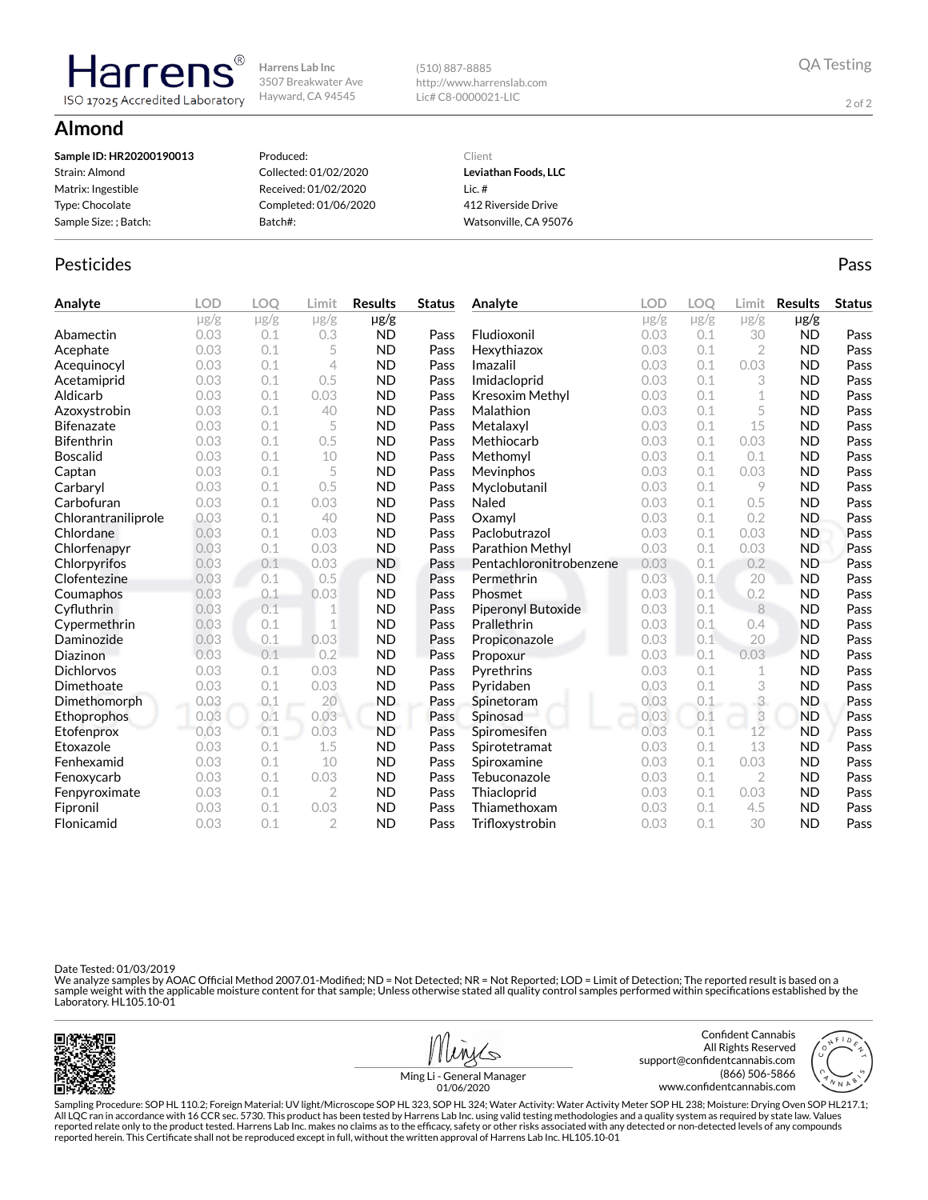Harrens®
ISO 17025 Accredited Laboratory

Harrens Lab Inc
3507 Breakwater Ave
Hayward, CA 94545

(510) 887-8885
http://www.harrenslab.com
Lic# C8-0000021-LIC

QA Testing

## Almond

**Sample ID: HR20200190013**
Strain: Almond
Matrix: Ingestible
Type: Chocolate
Sample Size: ; Batch:

Produced:
Collected: 01/02/2020
Received: 01/02/2020
Completed: 01/06/2020
Batch#:

Client
**Leviathan Foods, LLC**
Lic. #
412 Riverside Drive
Watsonville, CA 95076

## Pesticides

Pass

| Analyte | LOD | LOQ | Limit | Results | Status | Analyte | LOD | LOQ | Limit | Results | Status |
|---|---|---|---|---|---|---|---|---|---|---|---|
| | μg/g | μg/g | μg/g | μg/g | | | μg/g | μg/g | μg/g | μg/g | |
| Abamectin | 0.03 | 0.1 | 0.3 | ND | Pass | Fludioxonil | 0.03 | 0.1 | 30 | ND | Pass |
| Acephate | 0.03 | 0.1 | 5 | ND | Pass | Hexythiazox | 0.03 | 0.1 | 2 | ND | Pass |
| Acequinocyl | 0.03 | 0.1 | 4 | ND | Pass | Imazalil | 0.03 | 0.1 | 0.03 | ND | Pass |
| Acetamiprid | 0.03 | 0.1 | 0.5 | ND | Pass | Imidacloprid | 0.03 | 0.1 | 3 | ND | Pass |
| Aldicarb | 0.03 | 0.1 | 0.03 | ND | Pass | Kresoxim Methyl | 0.03 | 0.1 | 1 | ND | Pass |
| Azoxystrobin | 0.03 | 0.1 | 40 | ND | Pass | Malathion | 0.03 | 0.1 | 5 | ND | Pass |
| Bifenazate | 0.03 | 0.1 | 5 | ND | Pass | Metalaxyl | 0.03 | 0.1 | 15 | ND | Pass |
| Bifenthrin | 0.03 | 0.1 | 0.5 | ND | Pass | Methiocarb | 0.03 | 0.1 | 0.03 | ND | Pass |
| Boscalid | 0.03 | 0.1 | 10 | ND | Pass | Methomyl | 0.03 | 0.1 | 0.1 | ND | Pass |
| Captan | 0.03 | 0.1 | 5 | ND | Pass | Mevinphos | 0.03 | 0.1 | 0.03 | ND | Pass |
| Carbaryl | 0.03 | 0.1 | 0.5 | ND | Pass | Myclobutanil | 0.03 | 0.1 | 9 | ND | Pass |
| Carbofuran | 0.03 | 0.1 | 0.03 | ND | Pass | Naled | 0.03 | 0.1 | 0.5 | ND | Pass |
| Chlorantraniliprole | 0.03 | 0.1 | 40 | ND | Pass | Oxamyl | 0.03 | 0.1 | 0.2 | ND | Pass |
| Chlordane | 0.03 | 0.1 | 0.03 | ND | Pass | Paclobutrazol | 0.03 | 0.1 | 0.03 | ND | Pass |
| Chlorfenapyr | 0.03 | 0.1 | 0.03 | ND | Pass | Parathion Methyl | 0.03 | 0.1 | 0.03 | ND | Pass |
| Chlorpyrifos | 0.03 | 0.1 | 0.03 | ND | Pass | Pentachloronitrobenzene | 0.03 | 0.1 | 0.2 | ND | Pass |
| Clofentezine | 0.03 | 0.1 | 0.5 | ND | Pass | Permethrin | 0.03 | 0.1 | 20 | ND | Pass |
| Coumaphos | 0.03 | 0.1 | 0.03 | ND | Pass | Phosmet | 0.03 | 0.1 | 0.2 | ND | Pass |
| Cyfluthrin | 0.03 | 0.1 | 1 | ND | Pass | Piperonyl Butoxide | 0.03 | 0.1 | 8 | ND | Pass |
| Cypermethrin | 0.03 | 0.1 | 1 | ND | Pass | Prallethrin | 0.03 | 0.1 | 0.4 | ND | Pass |
| Daminozide | 0.03 | 0.1 | 0.03 | ND | Pass | Propiconazole | 0.03 | 0.1 | 20 | ND | Pass |
| Diazinon | 0.03 | 0.1 | 0.2 | ND | Pass | Propoxur | 0.03 | 0.1 | 0.03 | ND | Pass |
| Dichlorvos | 0.03 | 0.1 | 0.03 | ND | Pass | Pyrethrins | 0.03 | 0.1 | 1 | ND | Pass |
| Dimethoate | 0.03 | 0.1 | 0.03 | ND | Pass | Pyridaben | 0.03 | 0.1 | 3 | ND | Pass |
| Dimethomorph | 0.03 | 0.1 | 20 | ND | Pass | Spinetoram | 0.03 | 0.1 | 3 | ND | Pass |
| Ethoprophos | 0.03 | 0.1 | 0.03 | ND | Pass | Spinosad | 0.03 | 0.1 | 3 | ND | Pass |
| Etofenprox | 0.03 | 0.1 | 0.03 | ND | Pass | Spiromesifen | 0.03 | 0.1 | 12 | ND | Pass |
| Etoxazole | 0.03 | 0.1 | 1.5 | ND | Pass | Spirotetramat | 0.03 | 0.1 | 13 | ND | Pass |
| Fenhexamid | 0.03 | 0.1 | 10 | ND | Pass | Spiroxamine | 0.03 | 0.1 | 0.03 | ND | Pass |
| Fenoxycarb | 0.03 | 0.1 | 0.03 | ND | Pass | Tebuconazole | 0.03 | 0.1 | 2 | ND | Pass |
| Fenpyroximate | 0.03 | 0.1 | 2 | ND | Pass | Thiacloprid | 0.03 | 0.1 | 0.03 | ND | Pass |
| Fipronil | 0.03 | 0.1 | 0.03 | ND | Pass | Thiamethoxam | 0.03 | 0.1 | 4.5 | ND | Pass |
| Flonicamid | 0.03 | 0.1 | 2 | ND | Pass | Trifloxystrobin | 0.03 | 0.1 | 30 | ND | Pass |

Date Tested: 01/03/2019
We analyze samples by AOAC Official Method 2007.01-Modified; ND = Not Detected; NR = Not Reported; LOD = Limit of Detection; The reported result is based on a sample weight with the applicable moisture content for that sample; Unless otherwise stated all quality control samples performed within specifications established by the Laboratory. HL105.10-01

Ming Li - General Manager
01/06/2020

Confident Cannabis
All Rights Reserved
support@confidentcannabis.com
(866) 506-5866
www.confidentcannabis.com

Sampling Procedure: SOP HL 110.2; Foreign Material: UV light/Microscope SOP HL 323, SOP HL 324; Water Activity: Water Activity Meter SOP HL 238; Moisture: Drying Oven SOP HL217.1; All LQC ran in accordance with 16 CCR sec. 5730. This product has been tested by Harrens Lab Inc. using valid testing methodologies and a quality system as required by state law. Values reported relate only to the product tested. Harrens Lab Inc. makes no claims as to the efficacy, safety or other risks associated with any detected or non-detected levels of any compounds reported herein. This Certificate shall not be reproduced except in full, without the written approval of Harrens Lab Inc. HL105.10-01